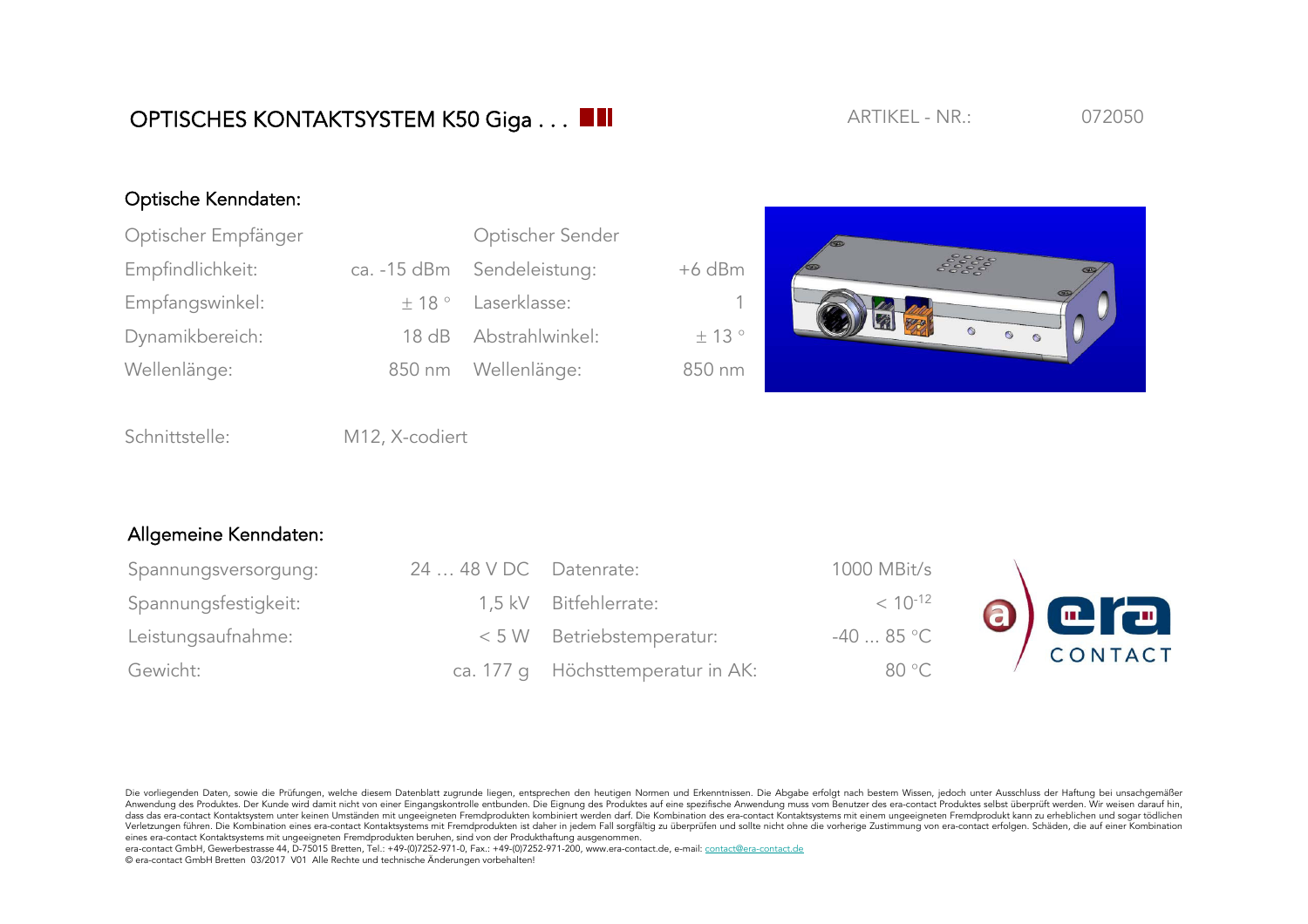# OPTISCHES KONTAKTSYSTEM K50 Giga . . .

ARTIKEL - NR.: 072050

## Optische Kenndaten:

| Optischer Empfänger | | Optischer Sender | |
|---|---|---|---|
| Empfindlichkeit: | ca. -15 dBm | Sendeleistung: | +6 dBm |
| Empfangswinkel: | ± 18 ° | Laserklasse: | 1 |
| Dynamikbereich: | 18 dB | Abstrahlwinkel: | ± 13 ° |
| Wellenlänge: | 850 nm | Wellenlänge: | 850 nm |

Schnittstelle: M12, X-codiert

## Allgemeine Kenndaten:

| | | | |
|---|---|---|---|
| Spannungsversorgung: | 24 … 48 V DC | Datenrate: | 1000 MBit/s |
| Spannungsfestigkeit: | 1,5 kV | Bitfehlerrate: | $< 10^{-12}$ |
| Leistungsaufnahme: | < 5 W | Betriebstemperatur: | -40 ... 85 °C |
| Gewicht: | ca. 177 g | Höchsttemperatur in AK: | 80 °C |

Die vorliegenden Daten, sowie die Prüfungen, welche diesem Datenblatt zugrunde liegen, entsprechen den heutigen Normen und Erkenntnissen. Die Abgabe erfolgt nach bestem Wissen, jedoch unter Ausschluss der Haftung bei unsachgemäßer Anwendung des Produktes. Der Kunde wird damit nicht von einer Eingangskontrolle entbunden. Die Eignung des Produktes auf eine spezifische Anwendung muss vom Benutzer des era-contact Produktes selbst überprüft werden. Wir weisen darauf hin, dass das era-contact Kontaktsystem unter keinen Umständen mit ungeeigneten Fremdprodukten kombiniert werden darf. Die Kombination des era-contact Kontaktsystems mit einem ungeeigneten Fremdprodukt kann zu erheblichen und sogar tödlichen Verletzungen führen. Die Kombination eines era-contact Kontaktsystems mit Fremdprodukten ist daher in jedem Fall sorgfältig zu überprüfen und sollte nicht ohne die vorherige Zustimmung von era-contact erfolgen. Schäden, die auf einer Kombination eines era-contact Kontaktsystems mit ungeeigneten Fremdprodukten beruhen, sind von der Produkthaftung ausgenommen.

era-contact GmbH, Gewerbestrasse 44, D-75015 Bretten, Tel.: +49-(0)7252-971-0, Fax.: +49-(0)7252-971-200, www.era-contact.de, e-mail: contact@era-contact.de

© era-contact GmbH Bretten 03/2017 V01 Alle Rechte und technische Änderungen vorbehalten!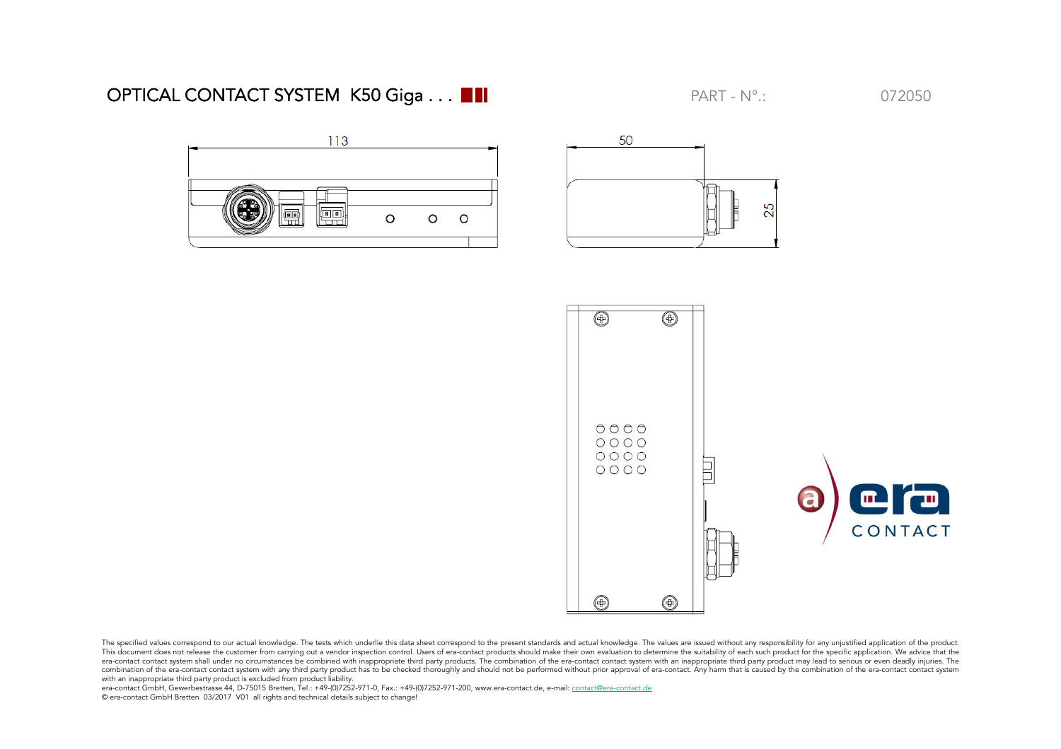# OPTICAL CONTACT SYSTEM K50 Giga . . .

PART - N°.: 072050

113

50

25

CONTACT

The specified values correspond to our actual knowledge. The tests which underlie this data sheet correspond to the present standards and actual knowledge. The values are issued without any responsibility for any unjustified application of the product. This document does not release the customer from carrying out a vendor inspection control. Users of era-contact products should make their own evaluation to determine the suitability of each such product for the specific application. We advice that the era-contact contact system shall under no circumstances be combined with inappropriate third party products. The combination of the era-contact contact system with an inappropriate third party product may lead to serious or even deadly injuries. The combination of the era-contact contact system with any third party product has to be checked thoroughly and should not be performed without prior approval of era-contact. Any harm that is caused by the combination of the era-contact contact system with an inappropriate third party product is excluded from product liability.

era-contact GmbH, Gewerbestrasse 44, D-75015 Bretten, Tel.: +49-(0)7252-971-0, Fax.: +49-(0)7252-971-200, www.era-contact.de, e-mail: contact@era-contact.de

© era-contact GmbH Bretten 03/2017 V01 all rights and technical details subject to change!